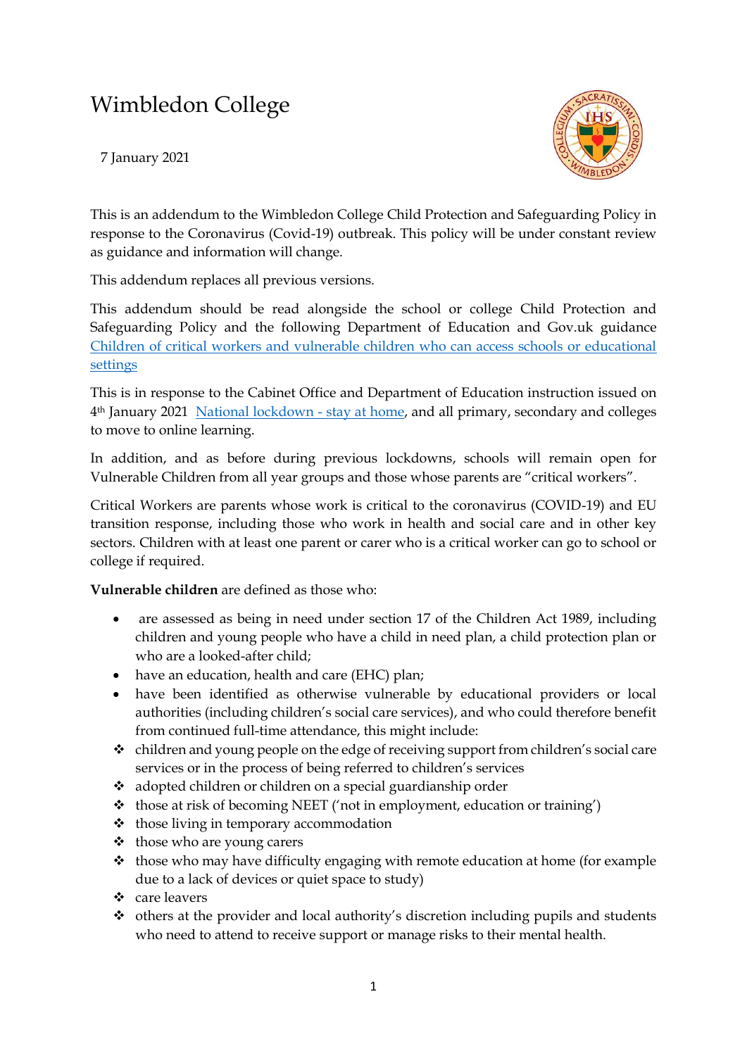# Wimbledon College

7 January 2021

This is an addendum to the Wimbledon College Child Protection and Safeguarding Policy in response to the Coronavirus (Covid-19) outbreak. This policy will be under constant review as guidance and information will change.

This addendum replaces all previous versions.

This addendum should be read alongside the school or college Child Protection and Safeguarding Policy and the following Department of Education and Gov.uk guidance [Children of critical workers and vulnerable children who can access schools or educational settings]()

This is in response to the Cabinet Office and Department of Education instruction issued on 4th January 2021 [National lockdown - stay at home](), and all primary, secondary and colleges to move to online learning.

In addition, and as before during previous lockdowns, schools will remain open for Vulnerable Children from all year groups and those whose parents are "critical workers".

Critical Workers are parents whose work is critical to the coronavirus (COVID-19) and EU transition response, including those who work in health and social care and in other key sectors. Children with at least one parent or carer who is a critical worker can go to school or college if required.

**Vulnerable children** are defined as those who:

- are assessed as being in need under section 17 of the Children Act 1989, including children and young people who have a child in need plan, a child protection plan or who are a looked-after child;
- have an education, health and care (EHC) plan;
- have been identified as otherwise vulnerable by educational providers or local authorities (including children's social care services), and who could therefore benefit from continued full-time attendance, this might include:
  - children and young people on the edge of receiving support from children's social care services or in the process of being referred to children's services
  - adopted children or children on a special guardianship order
  - those at risk of becoming NEET ('not in employment, education or training')
  - those living in temporary accommodation
  - those who are young carers
  - those who may have difficulty engaging with remote education at home (for example due to a lack of devices or quiet space to study)
  - care leavers
  - others at the provider and local authority's discretion including pupils and students who need to attend to receive support or manage risks to their mental health.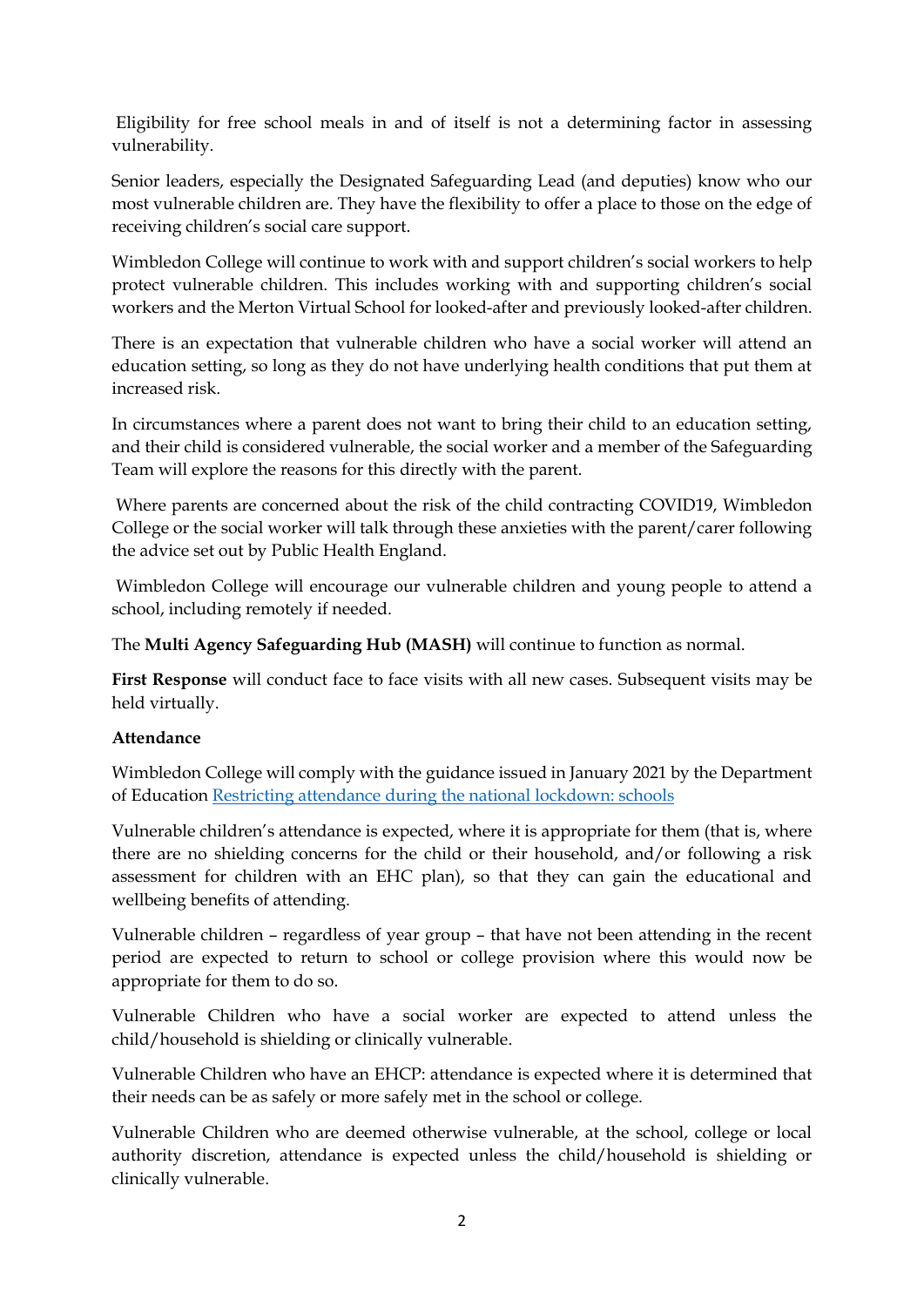Eligibility for free school meals in and of itself is not a determining factor in assessing vulnerability.

Senior leaders, especially the Designated Safeguarding Lead (and deputies) know who our most vulnerable children are. They have the flexibility to offer a place to those on the edge of receiving children's social care support.

Wimbledon College will continue to work with and support children's social workers to help protect vulnerable children. This includes working with and supporting children's social workers and the Merton Virtual School for looked-after and previously looked-after children.

There is an expectation that vulnerable children who have a social worker will attend an education setting, so long as they do not have underlying health conditions that put them at increased risk.

In circumstances where a parent does not want to bring their child to an education setting, and their child is considered vulnerable, the social worker and a member of the Safeguarding Team will explore the reasons for this directly with the parent.

Where parents are concerned about the risk of the child contracting COVID19, Wimbledon College or the social worker will talk through these anxieties with the parent/carer following the advice set out by Public Health England.

Wimbledon College will encourage our vulnerable children and young people to attend a school, including remotely if needed.

The **Multi Agency Safeguarding Hub (MASH)** will continue to function as normal.

**First Response** will conduct face to face visits with all new cases. Subsequent visits may be held virtually.

**Attendance**

Wimbledon College will comply with the guidance issued in January 2021 by the Department of Education [Restricting attendance during the national lockdown: schools]

Vulnerable children's attendance is expected, where it is appropriate for them (that is, where there are no shielding concerns for the child or their household, and/or following a risk assessment for children with an EHC plan), so that they can gain the educational and wellbeing benefits of attending.

Vulnerable children – regardless of year group – that have not been attending in the recent period are expected to return to school or college provision where this would now be appropriate for them to do so.

Vulnerable Children who have a social worker are expected to attend unless the child/household is shielding or clinically vulnerable.

Vulnerable Children who have an EHCP: attendance is expected where it is determined that their needs can be as safely or more safely met in the school or college.

Vulnerable Children who are deemed otherwise vulnerable, at the school, college or local authority discretion, attendance is expected unless the child/household is shielding or clinically vulnerable.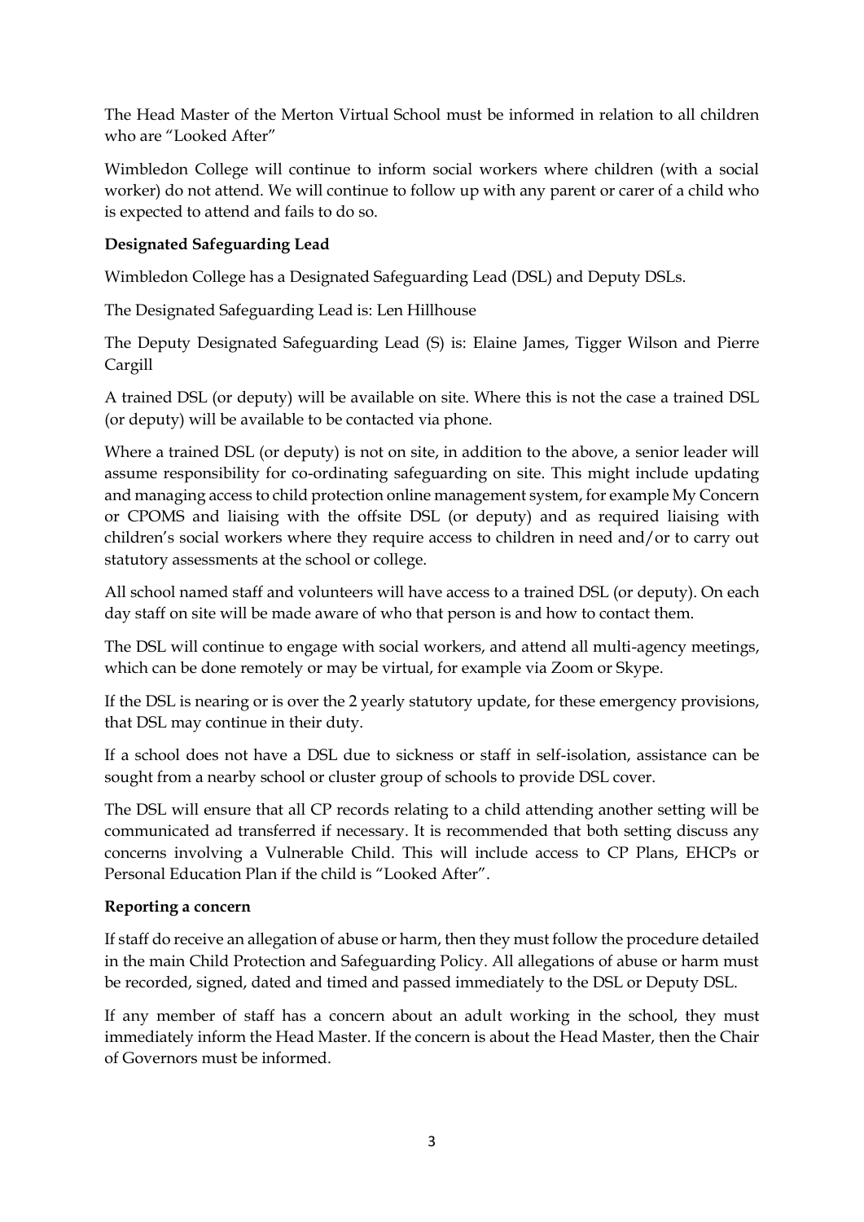The Head Master of the Merton Virtual School must be informed in relation to all children who are "Looked After"

Wimbledon College will continue to inform social workers where children (with a social worker) do not attend. We will continue to follow up with any parent or carer of a child who is expected to attend and fails to do so.

**Designated Safeguarding Lead**

Wimbledon College has a Designated Safeguarding Lead (DSL) and Deputy DSLs.

The Designated Safeguarding Lead is: Len Hillhouse

The Deputy Designated Safeguarding Lead (S) is: Elaine James, Tigger Wilson and Pierre Cargill

A trained DSL (or deputy) will be available on site. Where this is not the case a trained DSL (or deputy) will be available to be contacted via phone.

Where a trained DSL (or deputy) is not on site, in addition to the above, a senior leader will assume responsibility for co-ordinating safeguarding on site. This might include updating and managing access to child protection online management system, for example My Concern or CPOMS and liaising with the offsite DSL (or deputy) and as required liaising with children's social workers where they require access to children in need and/or to carry out statutory assessments at the school or college.

All school named staff and volunteers will have access to a trained DSL (or deputy). On each day staff on site will be made aware of who that person is and how to contact them.

The DSL will continue to engage with social workers, and attend all multi-agency meetings, which can be done remotely or may be virtual, for example via Zoom or Skype.

If the DSL is nearing or is over the 2 yearly statutory update, for these emergency provisions, that DSL may continue in their duty.

If a school does not have a DSL due to sickness or staff in self-isolation, assistance can be sought from a nearby school or cluster group of schools to provide DSL cover.

The DSL will ensure that all CP records relating to a child attending another setting will be communicated ad transferred if necessary. It is recommended that both setting discuss any concerns involving a Vulnerable Child. This will include access to CP Plans, EHCPs or Personal Education Plan if the child is "Looked After".

**Reporting a concern**

If staff do receive an allegation of abuse or harm, then they must follow the procedure detailed in the main Child Protection and Safeguarding Policy. All allegations of abuse or harm must be recorded, signed, dated and timed and passed immediately to the DSL or Deputy DSL.

If any member of staff has a concern about an adult working in the school, they must immediately inform the Head Master. If the concern is about the Head Master, then the Chair of Governors must be informed.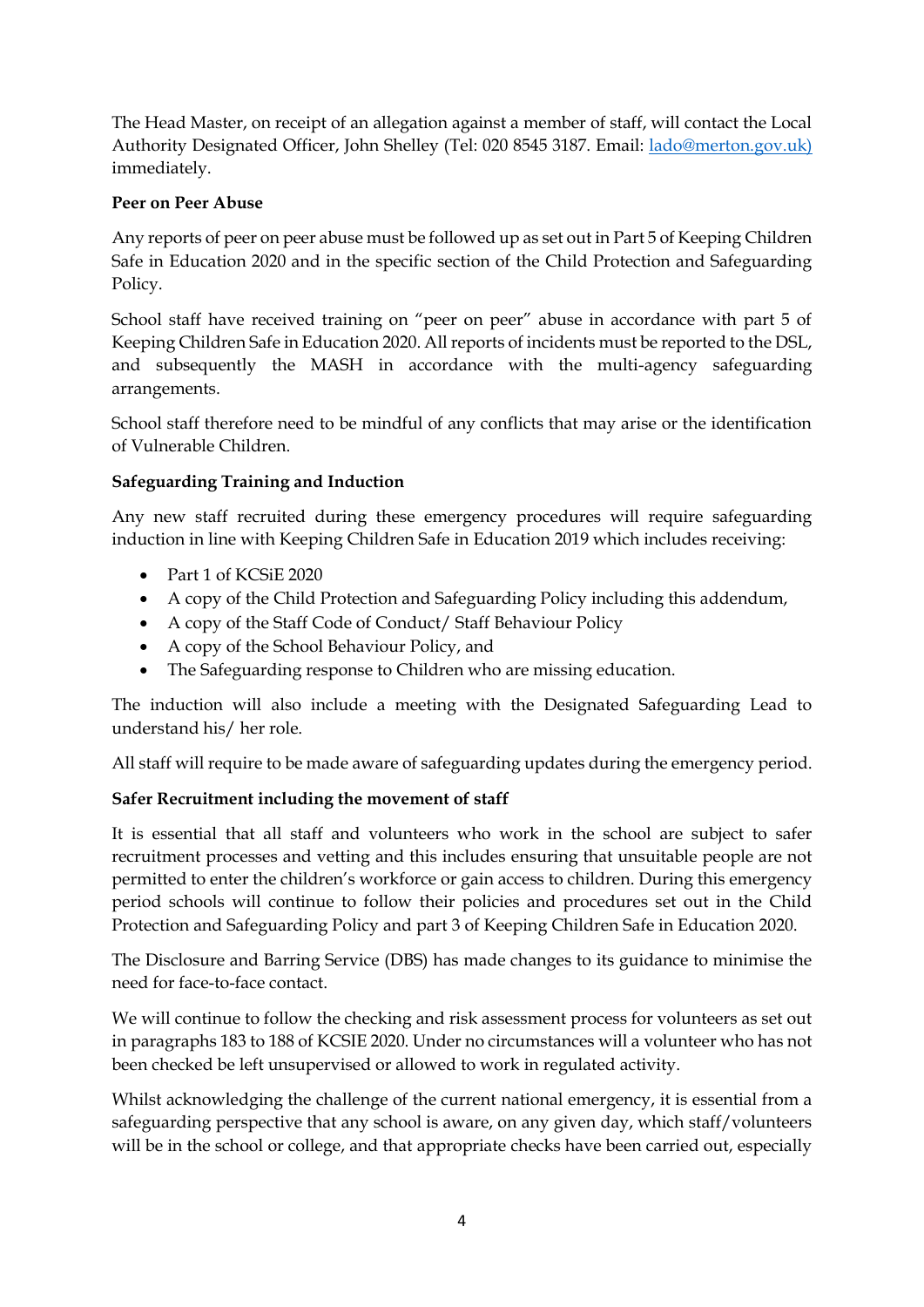The Head Master, on receipt of an allegation against a member of staff, will contact the Local Authority Designated Officer, John Shelley (Tel: 020 8545 3187. Email: [lado@merton.gov.uk)](mailto:lado@merton.gov.uk) immediately.

**Peer on Peer Abuse**

Any reports of peer on peer abuse must be followed up as set out in Part 5 of Keeping Children Safe in Education 2020 and in the specific section of the Child Protection and Safeguarding Policy.

School staff have received training on "peer on peer" abuse in accordance with part 5 of Keeping Children Safe in Education 2020. All reports of incidents must be reported to the DSL, and subsequently the MASH in accordance with the multi-agency safeguarding arrangements.

School staff therefore need to be mindful of any conflicts that may arise or the identification of Vulnerable Children.

**Safeguarding Training and Induction**

Any new staff recruited during these emergency procedures will require safeguarding induction in line with Keeping Children Safe in Education 2019 which includes receiving:

- Part 1 of KCSiE 2020
- A copy of the Child Protection and Safeguarding Policy including this addendum,
- A copy of the Staff Code of Conduct/ Staff Behaviour Policy
- A copy of the School Behaviour Policy, and
- The Safeguarding response to Children who are missing education.

The induction will also include a meeting with the Designated Safeguarding Lead to understand his/ her role.

All staff will require to be made aware of safeguarding updates during the emergency period.

**Safer Recruitment including the movement of staff**

It is essential that all staff and volunteers who work in the school are subject to safer recruitment processes and vetting and this includes ensuring that unsuitable people are not permitted to enter the children's workforce or gain access to children. During this emergency period schools will continue to follow their policies and procedures set out in the Child Protection and Safeguarding Policy and part 3 of Keeping Children Safe in Education 2020.

The Disclosure and Barring Service (DBS) has made changes to its guidance to minimise the need for face-to-face contact.

We will continue to follow the checking and risk assessment process for volunteers as set out in paragraphs 183 to 188 of KCSIE 2020. Under no circumstances will a volunteer who has not been checked be left unsupervised or allowed to work in regulated activity.

Whilst acknowledging the challenge of the current national emergency, it is essential from a safeguarding perspective that any school is aware, on any given day, which staff/volunteers will be in the school or college, and that appropriate checks have been carried out, especially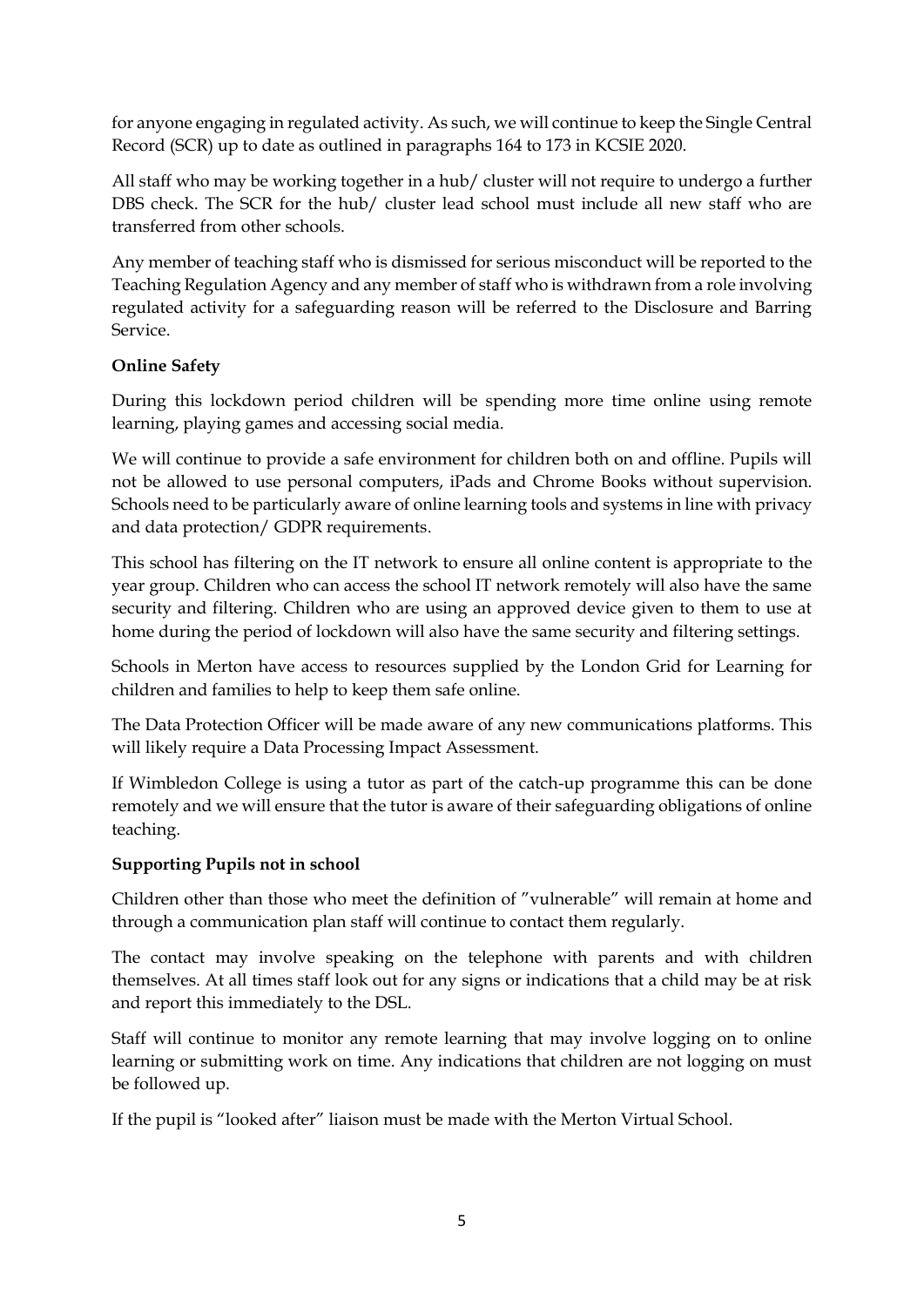for anyone engaging in regulated activity. As such, we will continue to keep the Single Central Record (SCR) up to date as outlined in paragraphs 164 to 173 in KCSIE 2020.

All staff who may be working together in a hub/ cluster will not require to undergo a further DBS check. The SCR for the hub/ cluster lead school must include all new staff who are transferred from other schools.

Any member of teaching staff who is dismissed for serious misconduct will be reported to the Teaching Regulation Agency and any member of staff who is withdrawn from a role involving regulated activity for a safeguarding reason will be referred to the Disclosure and Barring Service.

**Online Safety**

During this lockdown period children will be spending more time online using remote learning, playing games and accessing social media.

We will continue to provide a safe environment for children both on and offline. Pupils will not be allowed to use personal computers, iPads and Chrome Books without supervision. Schools need to be particularly aware of online learning tools and systems in line with privacy and data protection/ GDPR requirements.

This school has filtering on the IT network to ensure all online content is appropriate to the year group. Children who can access the school IT network remotely will also have the same security and filtering. Children who are using an approved device given to them to use at home during the period of lockdown will also have the same security and filtering settings.

Schools in Merton have access to resources supplied by the London Grid for Learning for children and families to help to keep them safe online.

The Data Protection Officer will be made aware of any new communications platforms. This will likely require a Data Processing Impact Assessment.

If Wimbledon College is using a tutor as part of the catch-up programme this can be done remotely and we will ensure that the tutor is aware of their safeguarding obligations of online teaching.

**Supporting Pupils not in school**

Children other than those who meet the definition of "vulnerable" will remain at home and through a communication plan staff will continue to contact them regularly.

The contact may involve speaking on the telephone with parents and with children themselves. At all times staff look out for any signs or indications that a child may be at risk and report this immediately to the DSL.

Staff will continue to monitor any remote learning that may involve logging on to online learning or submitting work on time. Any indications that children are not logging on must be followed up.

If the pupil is "looked after" liaison must be made with the Merton Virtual School.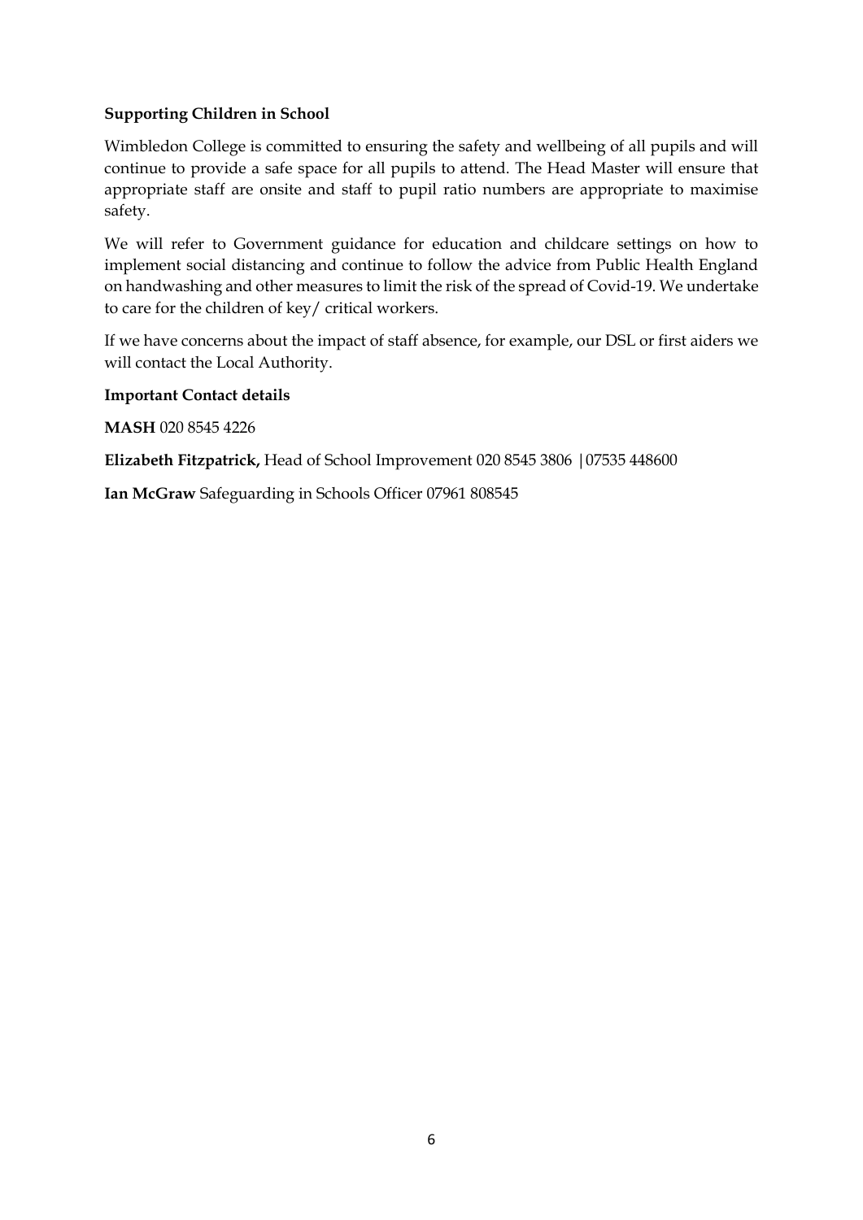**Supporting Children in School**

Wimbledon College is committed to ensuring the safety and wellbeing of all pupils and will continue to provide a safe space for all pupils to attend. The Head Master will ensure that appropriate staff are onsite and staff to pupil ratio numbers are appropriate to maximise safety.

We will refer to Government guidance for education and childcare settings on how to implement social distancing and continue to follow the advice from Public Health England on handwashing and other measures to limit the risk of the spread of Covid-19. We undertake to care for the children of key/ critical workers.

If we have concerns about the impact of staff absence, for example, our DSL or first aiders we will contact the Local Authority.

**Important Contact details**

**MASH** 020 8545 4226

**Elizabeth Fitzpatrick,** Head of School Improvement 020 8545 3806 |07535 448600

**Ian McGraw** Safeguarding in Schools Officer 07961 808545